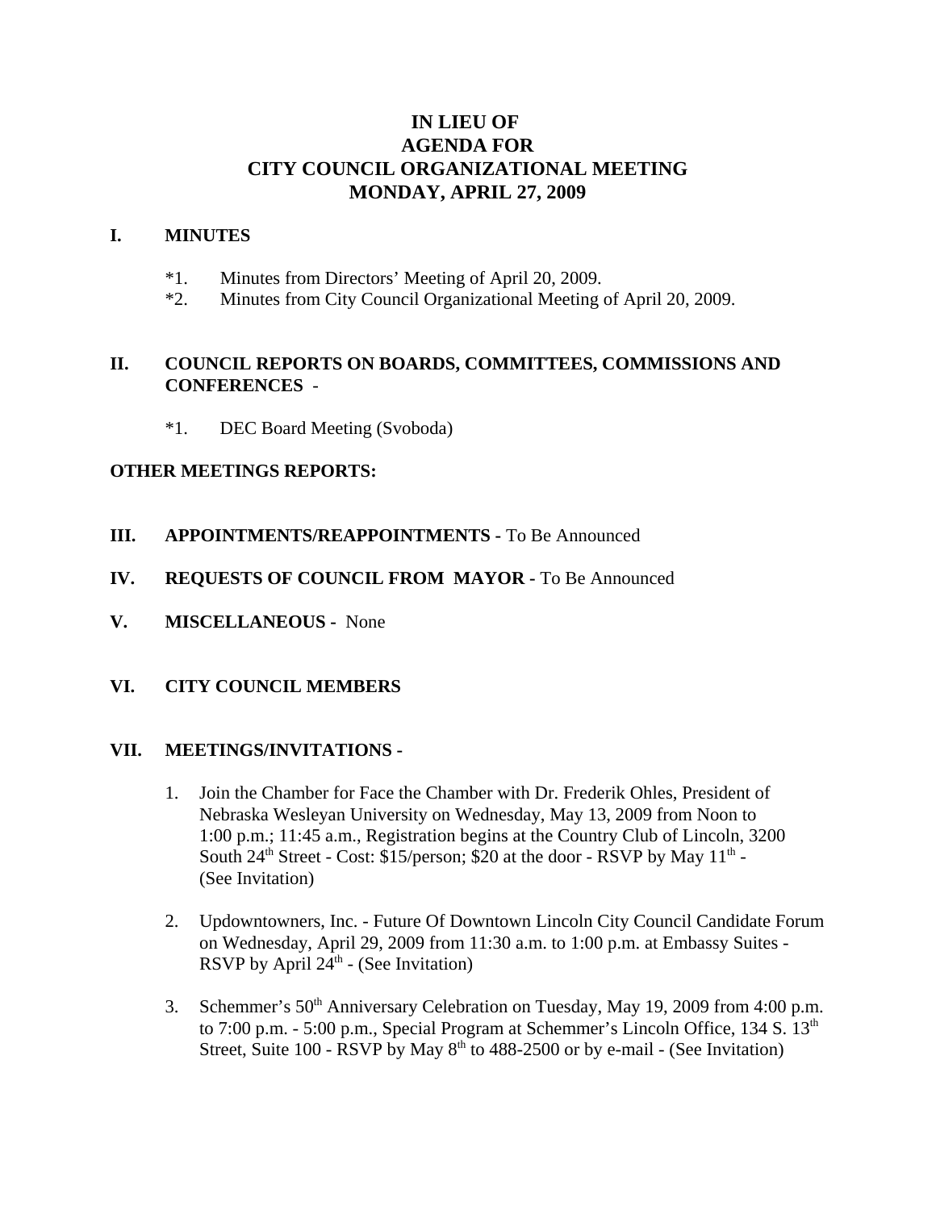# IN LIEU OF
# AGENDA FOR
# CITY COUNCIL ORGANIZATIONAL MEETING
# MONDAY, APRIL 27, 2009

## I. MINUTES

*1. Minutes from Directors' Meeting of April 20, 2009.
*2. Minutes from City Council Organizational Meeting of April 20, 2009.

## II. COUNCIL REPORTS ON BOARDS, COMMITTEES, COMMISSIONS AND CONFERENCES -

*1. DEC Board Meeting (Svoboda)

**OTHER MEETINGS REPORTS:**

## III. APPOINTMENTS/REAPPOINTMENTS - To Be Announced

## IV. REQUESTS OF COUNCIL FROM MAYOR - To Be Announced

## V. MISCELLANEOUS - None

## VI. CITY COUNCIL MEMBERS

## VII. MEETINGS/INVITATIONS -

1. Join the Chamber for Face the Chamber with Dr. Frederik Ohles, President of Nebraska Wesleyan University on Wednesday, May 13, 2009 from Noon to 1:00 p.m.; 11:45 a.m., Registration begins at the Country Club of Lincoln, 3200 South 24th Street - Cost: $15/person; $20 at the door - RSVP by May 11th - (See Invitation)

2. Updowntowners, Inc. - Future Of Downtown Lincoln City Council Candidate Forum on Wednesday, April 29, 2009 from 11:30 a.m. to 1:00 p.m. at Embassy Suites - RSVP by April 24th - (See Invitation)

3. Schemmer's 50th Anniversary Celebration on Tuesday, May 19, 2009 from 4:00 p.m. to 7:00 p.m. - 5:00 p.m., Special Program at Schemmer's Lincoln Office, 134 S. 13th Street, Suite 100 - RSVP by May 8th to 488-2500 or by e-mail - (See Invitation)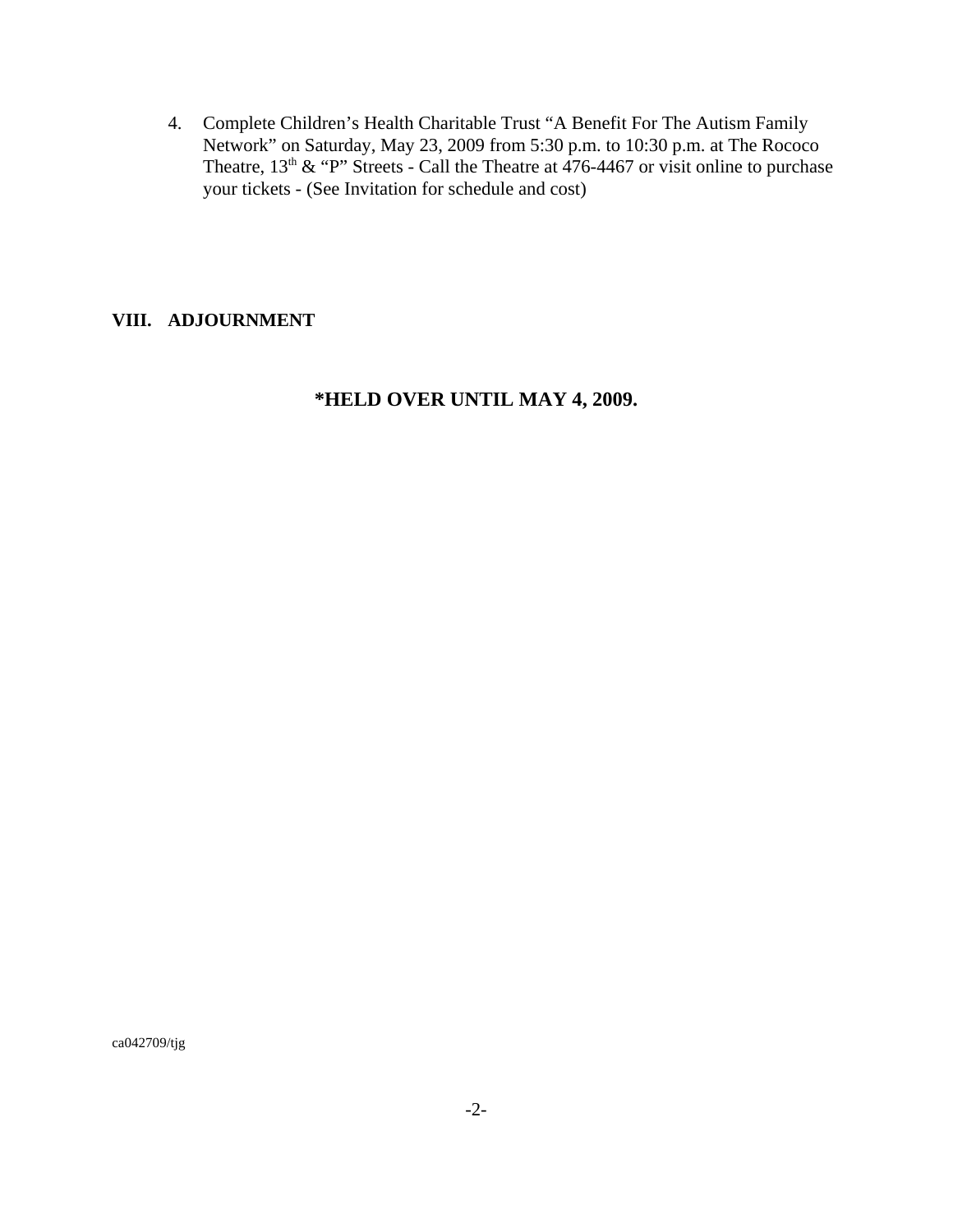4. Complete Children's Health Charitable Trust "A Benefit For The Autism Family Network" on Saturday, May 23, 2009 from 5:30 p.m. to 10:30 p.m. at The Rococo Theatre, 13th & "P" Streets - Call the Theatre at 476-4467 or visit online to purchase your tickets - (See Invitation for schedule and cost)

**VIII. ADJOURNMENT**

**\*HELD OVER UNTIL MAY 4, 2009.**

ca042709/tjg